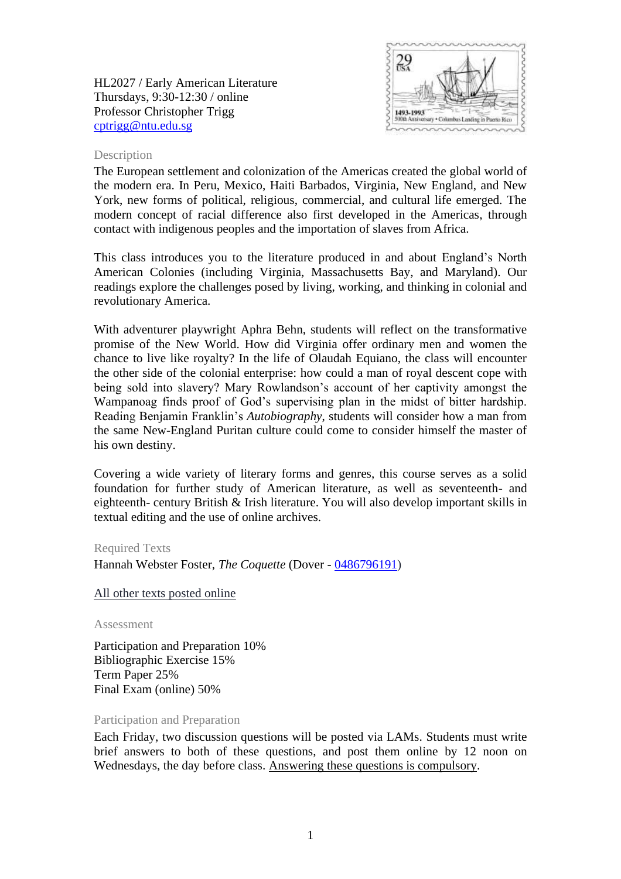HL2027 / Early American Literature
Thursdays, 9:30-12:30 / online
Professor Christopher Trigg
cptrigg@ntu.edu.sg

## Description

The European settlement and colonization of the Americas created the global world of the modern era. In Peru, Mexico, Haiti Barbados, Virginia, New England, and New York, new forms of political, religious, commercial, and cultural life emerged. The modern concept of racial difference also first developed in the Americas, through contact with indigenous peoples and the importation of slaves from Africa.

This class introduces you to the literature produced in and about England's North American Colonies (including Virginia, Massachusetts Bay, and Maryland). Our readings explore the challenges posed by living, working, and thinking in colonial and revolutionary America.

With adventurer playwright Aphra Behn, students will reflect on the transformative promise of the New World. How did Virginia offer ordinary men and women the chance to live like royalty? In the life of Olaudah Equiano, the class will encounter the other side of the colonial enterprise: how could a man of royal descent cope with being sold into slavery? Mary Rowlandson's account of her captivity amongst the Wampanoag finds proof of God's supervising plan in the midst of bitter hardship. Reading Benjamin Franklin's *Autobiography*, students will consider how a man from the same New-England Puritan culture could come to consider himself the master of his own destiny.

Covering a wide variety of literary forms and genres, this course serves as a solid foundation for further study of American literature, as well as seventeenth- and eighteenth- century British & Irish literature. You will also develop important skills in textual editing and the use of online archives.

## Required Texts

Hannah Webster Foster, *The Coquette* (Dover - 0486796191)

All other texts posted online

## Assessment

Participation and Preparation 10%
Bibliographic Exercise 15%
Term Paper 25%
Final Exam (online) 50%

## Participation and Preparation

Each Friday, two discussion questions will be posted via LAMs. Students must write brief answers to both of these questions, and post them online by 12 noon on Wednesdays, the day before class. Answering these questions is compulsory.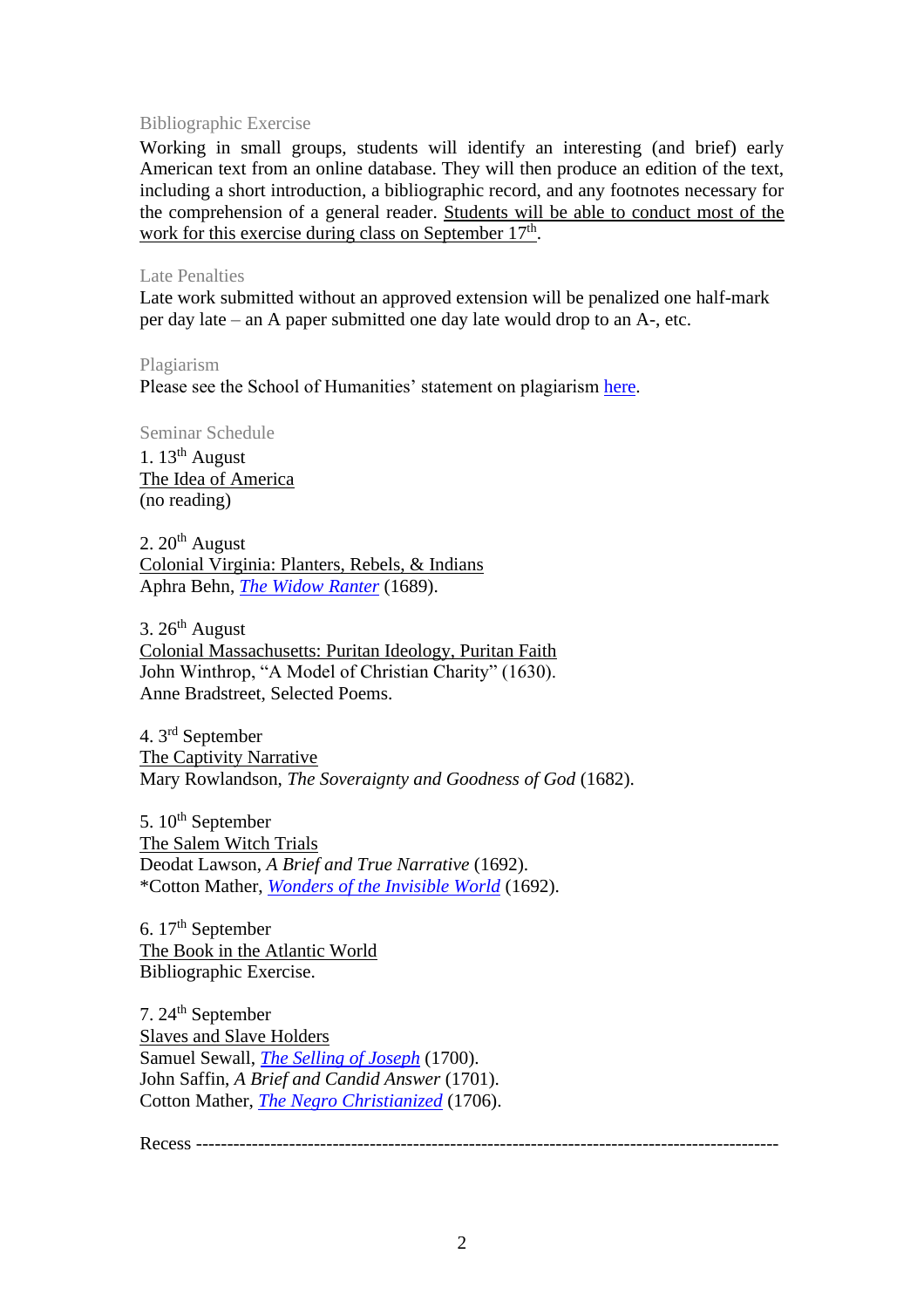## Bibliographic Exercise

Working in small groups, students will identify an interesting (and brief) early American text from an online database. They will then produce an edition of the text, including a short introduction, a bibliographic record, and any footnotes necessary for the comprehension of a general reader. Students will be able to conduct most of the work for this exercise during class on September 17th.

## Late Penalties

Late work submitted without an approved extension will be penalized one half-mark per day late – an A paper submitted one day late would drop to an A-, etc.

## Plagiarism

Please see the School of Humanities' statement on plagiarism here.

## Seminar Schedule

1. 13th August
The Idea of America
(no reading)

2. 20th August
Colonial Virginia: Planters, Rebels, & Indians
Aphra Behn, *The Widow Ranter* (1689).

3. 26th August
Colonial Massachusetts: Puritan Ideology, Puritan Faith
John Winthrop, "A Model of Christian Charity" (1630).
Anne Bradstreet, Selected Poems.

4. 3rd September
The Captivity Narrative
Mary Rowlandson, *The Soveraignty and Goodness of God* (1682).

5. 10th September
The Salem Witch Trials
Deodat Lawson, *A Brief and True Narrative* (1692).
*Cotton Mather, *Wonders of the Invisible World* (1692).

6. 17th September
The Book in the Atlantic World
Bibliographic Exercise.

7. 24th September
Slaves and Slave Holders
Samuel Sewall, *The Selling of Joseph* (1700).
John Saffin, *A Brief and Candid Answer* (1701).
Cotton Mather, *The Negro Christianized* (1706).

Recess ------------------------------------------------------------------------------------------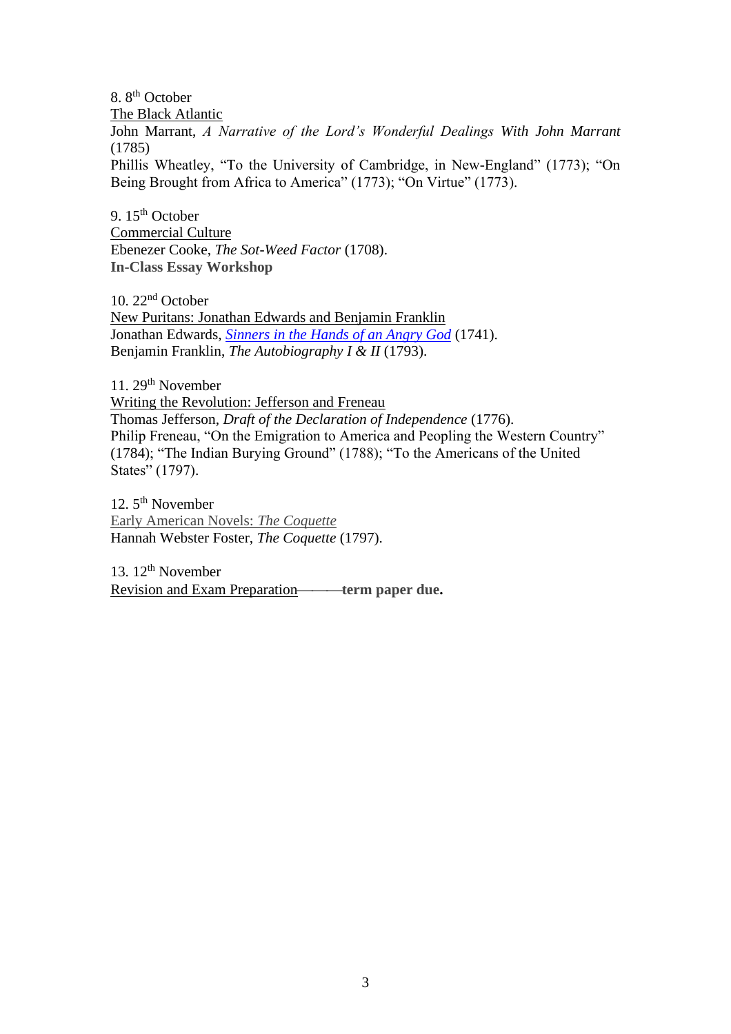8. 8th October

The Black Atlantic

John Marrant, *A Narrative of the Lord's Wonderful Dealings With John Marrant* (1785)

Phillis Wheatley, "To the University of Cambridge, in New-England" (1773); "On Being Brought from Africa to America" (1773); "On Virtue" (1773).

9. 15th October

Commercial Culture

Ebenezer Cooke, *The Sot-Weed Factor* (1708).

**In-Class Essay Workshop**

10. 22nd October

New Puritans: Jonathan Edwards and Benjamin Franklin

Jonathan Edwards, *Sinners in the Hands of an Angry God* (1741).

Benjamin Franklin, *The Autobiography I & II* (1793).

11. 29th November

Writing the Revolution: Jefferson and Freneau

Thomas Jefferson, *Draft of the Declaration of Independence* (1776).

Philip Freneau, "On the Emigration to America and Peopling the Western Country" (1784); "The Indian Burying Ground" (1788); "To the Americans of the United States" (1797).

12. 5th November

Early American Novels: *The Coquette*

Hannah Webster Foster, *The Coquette* (1797).

13. 12th November

Revision and Exam Preparation — **term paper due.**